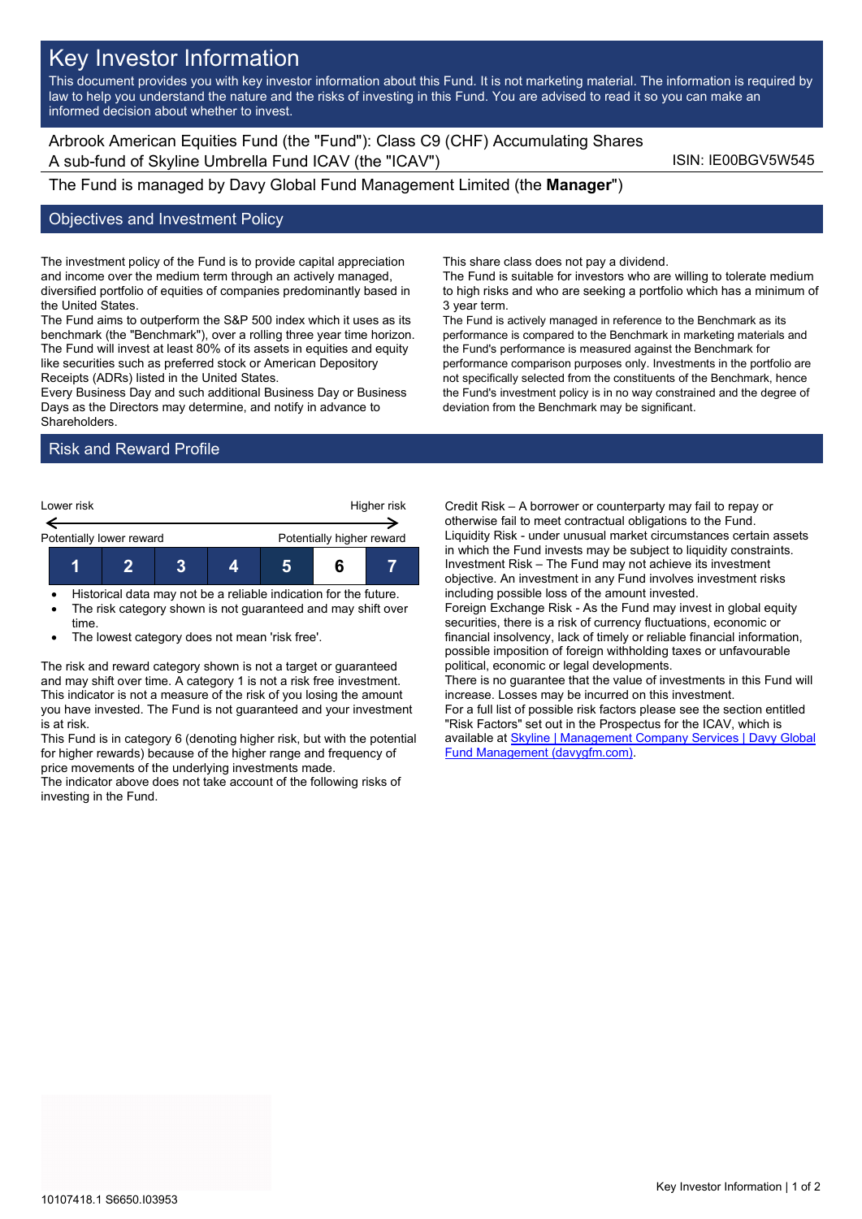// Key Investor Information

This document provides you with key investor information about this Fund. It is not marketing material. The information is required by law to help you understand the nature and the risks of investing in this Fund. You are advised to read it so you can make an informed decision about whether to invest.

Arbrook American Equities Fund (the "Fund"): Class C9 (CHF) Accumulating Shares
A sub-fund of Skyline Umbrella Fund ICAV (the "ICAV")

ISIN: IE00BGV5W545

The Fund is managed by Davy Global Fund Management Limited (the **Manager**")

## Objectives and Investment Policy

The investment policy of the Fund is to provide capital appreciation and income over the medium term through an actively managed, diversified portfolio of equities of companies predominantly based in the United States.
The Fund aims to outperform the S&P 500 index which it uses as its benchmark (the "Benchmark"), over a rolling three year time horizon.
The Fund will invest at least 80% of its assets in equities and equity like securities such as preferred stock or American Depository Receipts (ADRs) listed in the United States.
Every Business Day and such additional Business Day or Business Days as the Directors may determine, and notify in advance to Shareholders.

This share class does not pay a dividend.
The Fund is suitable for investors who are willing to tolerate medium to high risks and who are seeking a portfolio which has a minimum of 3 year term.
The Fund is actively managed in reference to the Benchmark as its performance is compared to the Benchmark in marketing materials and the Fund's performance is measured against the Benchmark for performance comparison purposes only. Investments in the portfolio are not specifically selected from the constituents of the Benchmark, hence the Fund's investment policy is in no way constrained and the degree of deviation from the Benchmark may be significant.

## Risk and Reward Profile

Lower risk — Higher risk

Potentially lower reward — Potentially higher reward

| 1 | 2 | 3 | 4 | 5 | **6** | 7 |
|---|---|---|---|---|---|---|

- Historical data may not be a reliable indication for the future.
- The risk category shown is not guaranteed and may shift over time.
- The lowest category does not mean 'risk free'.

The risk and reward category shown is not a target or guaranteed and may shift over time. A category 1 is not a risk free investment. This indicator is not a measure of the risk of you losing the amount you have invested. The Fund is not guaranteed and your investment is at risk.
This Fund is in category 6 (denoting higher risk, but with the potential for higher rewards) because of the higher range and frequency of price movements of the underlying investments made.
The indicator above does not take account of the following risks of investing in the Fund.

Credit Risk – A borrower or counterparty may fail to repay or otherwise fail to meet contractual obligations to the Fund.
Liquidity Risk - under unusual market circumstances certain assets in which the Fund invests may be subject to liquidity constraints.
Investment Risk – The Fund may not achieve its investment objective. An investment in any Fund involves investment risks including possible loss of the amount invested.
Foreign Exchange Risk - As the Fund may invest in global equity securities, there is a risk of currency fluctuations, economic or financial insolvency, lack of timely or reliable financial information, possible imposition of foreign withholding taxes or unfavourable political, economic or legal developments.
There is no guarantee that the value of investments in this Fund will increase. Losses may be incurred on this investment.
For a full list of possible risk factors please see the section entitled "Risk Factors" set out in the Prospectus for the ICAV, which is available at Skyline | Management Company Services | Davy Global Fund Management (davygfm.com).

10107418.1 S6650.I03953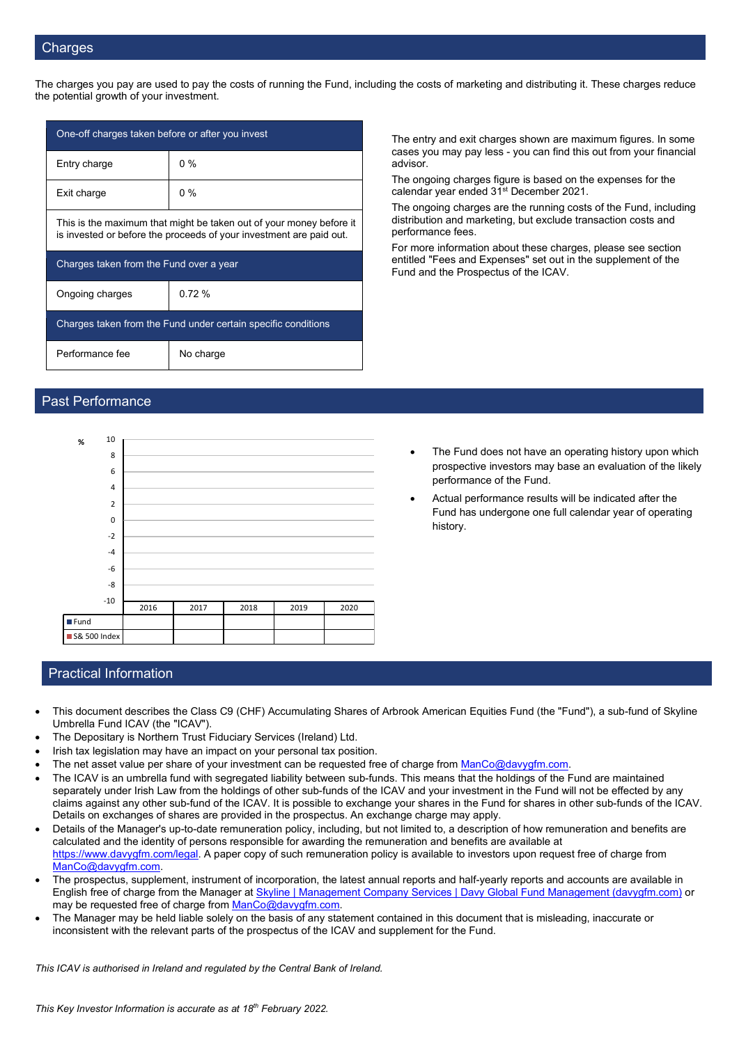## Charges

The charges you pay are used to pay the costs of running the Fund, including the costs of marketing and distributing it. These charges reduce the potential growth of your investment.

| One-off charges taken before or after you invest | |
|---|---|
| Entry charge | 0 % |
| Exit charge | 0 % |
| This is the maximum that might be taken out of your money before it is invested or before the proceeds of your investment are paid out. | |
| **Charges taken from the Fund over a year** | |
| Ongoing charges | 0.72 % |
| **Charges taken from the Fund under certain specific conditions** | |
| Performance fee | No charge |

The entry and exit charges shown are maximum figures. In some cases you may pay less - you can find this out from your financial advisor.

The ongoing charges figure is based on the expenses for the calendar year ended 31st December 2021.

The ongoing charges are the running costs of the Fund, including distribution and marketing, but exclude transaction costs and performance fees.

For more information about these charges, please see section entitled "Fees and Expenses" set out in the supplement of the Fund and the Prospectus of the ICAV.

## Past Performance

%
10
8
6
4
2
0
-2
-4
-6
-8
-10
2016 2017 2018 2019 2020
Fund
S& 500 Index

- The Fund does not have an operating history upon which prospective investors may base an evaluation of the likely performance of the Fund.
- Actual performance results will be indicated after the Fund has undergone one full calendar year of operating history.

## Practical Information

- This document describes the Class C9 (CHF) Accumulating Shares of Arbrook American Equities Fund (the "Fund"), a sub-fund of Skyline Umbrella Fund ICAV (the "ICAV").
- The Depositary is Northern Trust Fiduciary Services (Ireland) Ltd.
- Irish tax legislation may have an impact on your personal tax position.
- The net asset value per share of your investment can be requested free of charge from ManCo@davygfm.com.
- The ICAV is an umbrella fund with segregated liability between sub-funds. This means that the holdings of the Fund are maintained separately under Irish Law from the holdings of other sub-funds of the ICAV and your investment in the Fund will not be effected by any claims against any other sub-fund of the ICAV. It is possible to exchange your shares in the Fund for shares in other sub-funds of the ICAV. Details on exchanges of shares are provided in the prospectus. An exchange charge may apply.
- Details of the Manager's up-to-date remuneration policy, including, but not limited to, a description of how remuneration and benefits are calculated and the identity of persons responsible for awarding the remuneration and benefits are available at https://www.davygfm.com/legal. A paper copy of such remuneration policy is available to investors upon request free of charge from ManCo@davygfm.com.
- The prospectus, supplement, instrument of incorporation, the latest annual reports and half-yearly reports and accounts are available in English free of charge from the Manager at Skyline | Management Company Services | Davy Global Fund Management (davygfm.com) or may be requested free of charge from ManCo@davygfm.com.
- The Manager may be held liable solely on the basis of any statement contained in this document that is misleading, inaccurate or inconsistent with the relevant parts of the prospectus of the ICAV and supplement for the Fund.

*This ICAV is authorised in Ireland and regulated by the Central Bank of Ireland.*

*This Key Investor Information is accurate as at 18th February 2022.*